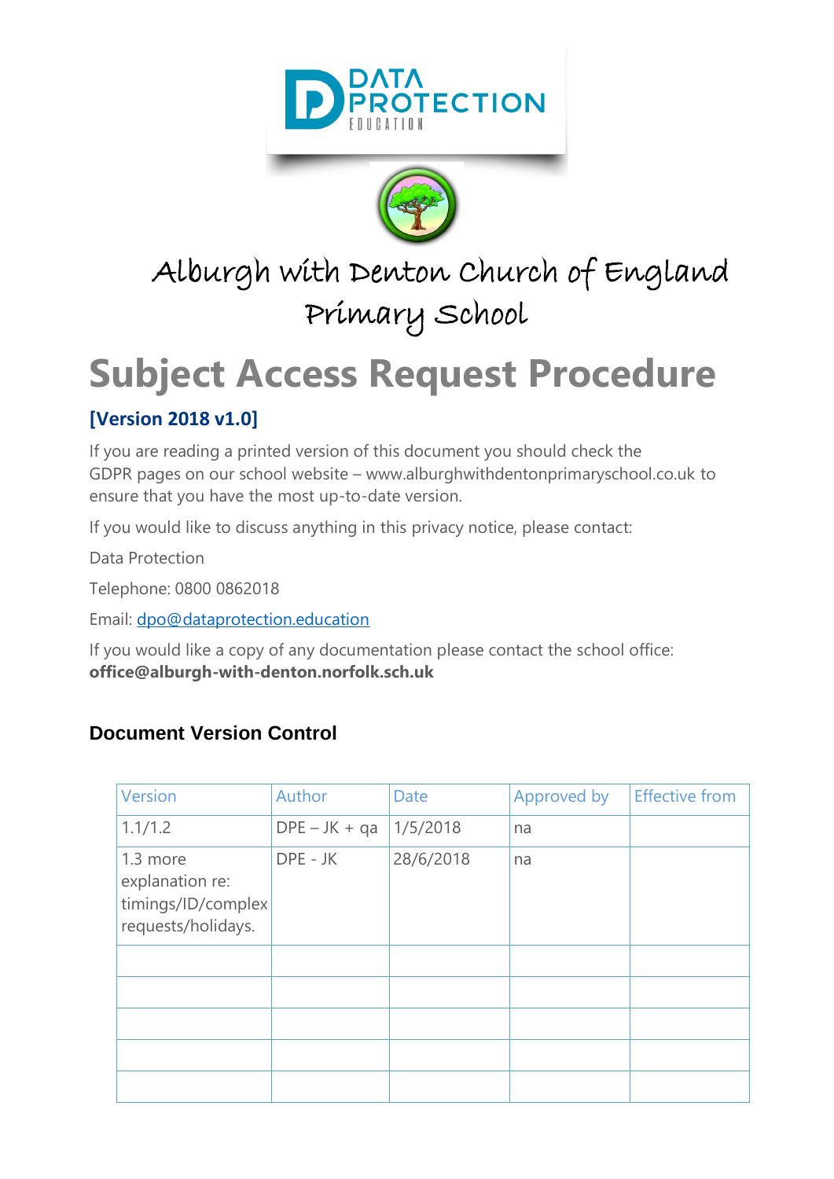Alburgh with Denton Church of England Primary School

# Subject Access Request Procedure

**[Version 2018 v1.0]**

If you are reading a printed version of this document you should check the GDPR pages on our school website – www.alburghwithdentonprimaryschool.co.uk to ensure that you have the most up-to-date version.

If you would like to discuss anything in this privacy notice, please contact:

Data Protection

Telephone: 0800 0862018

Email: dpo@dataprotection.education

If you would like a copy of any documentation please contact the school office: **office@alburgh-with-denton.norfolk.sch.uk**

### Document Version Control

| Version | Author | Date | Approved by | Effective from |
|---|---|---|---|---|
| 1.1/1.2 | DPE – JK + qa | 1/5/2018 | na | |
| 1.3 more explanation re: timings/ID/complex requests/holidays. | DPE - JK | 28/6/2018 | na | |
| | | | | |
| | | | | |
| | | | | |
| | | | | |
| | | | | |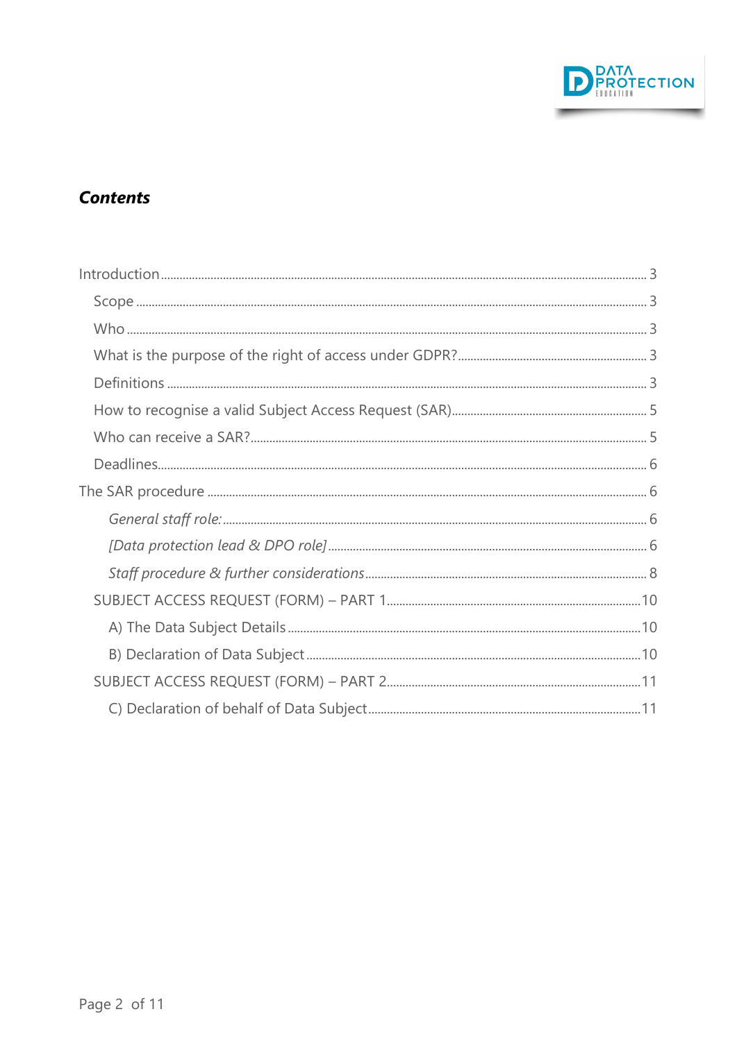## *Contents*

- Introduction ........ 3
  - Scope ........ 3
  - Who ........ 3
  - What is the purpose of the right of access under GDPR? ........ 3
  - Definitions ........ 3
  - How to recognise a valid Subject Access Request (SAR) ........ 5
  - Who can receive a SAR? ........ 5
  - Deadlines ........ 6
- The SAR procedure ........ 6
    - *General staff role:* ........ 6
    - *[Data protection lead & DPO role]* ........ 6
    - *Staff procedure & further considerations* ........ 8
  - SUBJECT ACCESS REQUEST (FORM) – PART 1 ........ 10
    - A) The Data Subject Details ........ 10
    - B) Declaration of Data Subject ........ 10
  - SUBJECT ACCESS REQUEST (FORM) – PART 2 ........ 11
    - C) Declaration of behalf of Data Subject ........ 11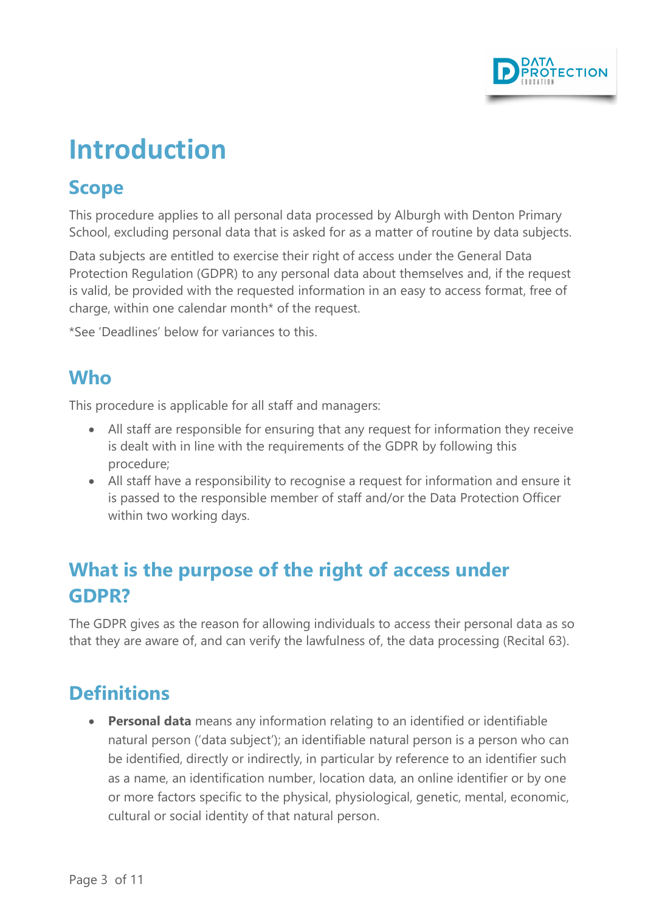# Introduction

## Scope

This procedure applies to all personal data processed by Alburgh with Denton Primary School, excluding personal data that is asked for as a matter of routine by data subjects.

Data subjects are entitled to exercise their right of access under the General Data Protection Regulation (GDPR) to any personal data about themselves and, if the request is valid, be provided with the requested information in an easy to access format, free of charge, within one calendar month* of the request.

*See 'Deadlines' below for variances to this.

## Who

This procedure is applicable for all staff and managers:

- All staff are responsible for ensuring that any request for information they receive is dealt with in line with the requirements of the GDPR by following this procedure;
- All staff have a responsibility to recognise a request for information and ensure it is passed to the responsible member of staff and/or the Data Protection Officer within two working days.

## What is the purpose of the right of access under GDPR?

The GDPR gives as the reason for allowing individuals to access their personal data as so that they are aware of, and can verify the lawfulness of, the data processing (Recital 63).

## Definitions

- **Personal data** means any information relating to an identified or identifiable natural person ('data subject'); an identifiable natural person is a person who can be identified, directly or indirectly, in particular by reference to an identifier such as a name, an identification number, location data, an online identifier or by one or more factors specific to the physical, physiological, genetic, mental, economic, cultural or social identity of that natural person.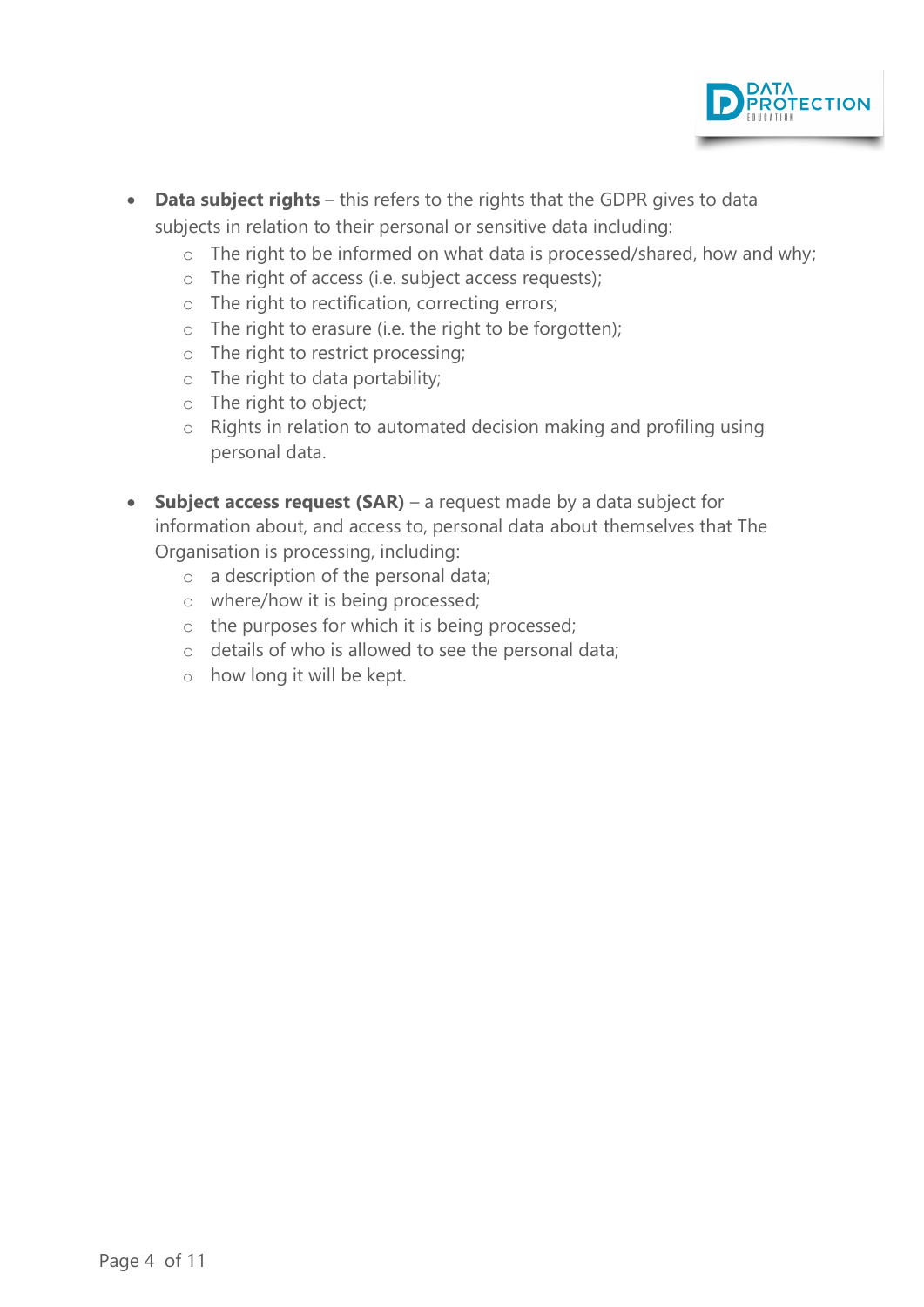- **Data subject rights** – this refers to the rights that the GDPR gives to data subjects in relation to their personal or sensitive data including:
    - The right to be informed on what data is processed/shared, how and why;
    - The right of access (i.e. subject access requests);
    - The right to rectification, correcting errors;
    - The right to erasure (i.e. the right to be forgotten);
    - The right to restrict processing;
    - The right to data portability;
    - The right to object;
    - Rights in relation to automated decision making and profiling using personal data.

- **Subject access request (SAR)** – a request made by a data subject for information about, and access to, personal data about themselves that The Organisation is processing, including:
    - a description of the personal data;
    - where/how it is being processed;
    - the purposes for which it is being processed;
    - details of who is allowed to see the personal data;
    - how long it will be kept.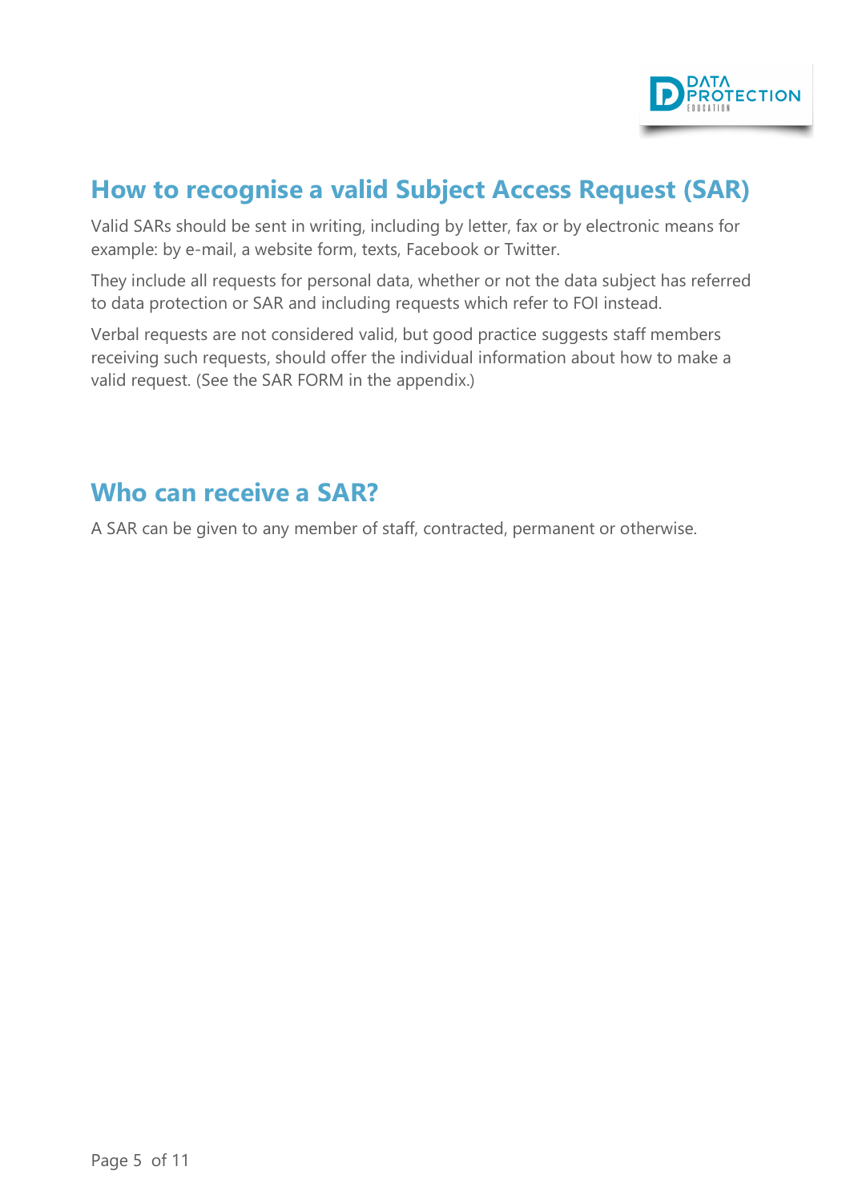## How to recognise a valid Subject Access Request (SAR)

Valid SARs should be sent in writing, including by letter, fax or by electronic means for example: by e-mail, a website form, texts, Facebook or Twitter.

They include all requests for personal data, whether or not the data subject has referred to data protection or SAR and including requests which refer to FOI instead.

Verbal requests are not considered valid, but good practice suggests staff members receiving such requests, should offer the individual information about how to make a valid request. (See the SAR FORM in the appendix.)

## Who can receive a SAR?

A SAR can be given to any member of staff, contracted, permanent or otherwise.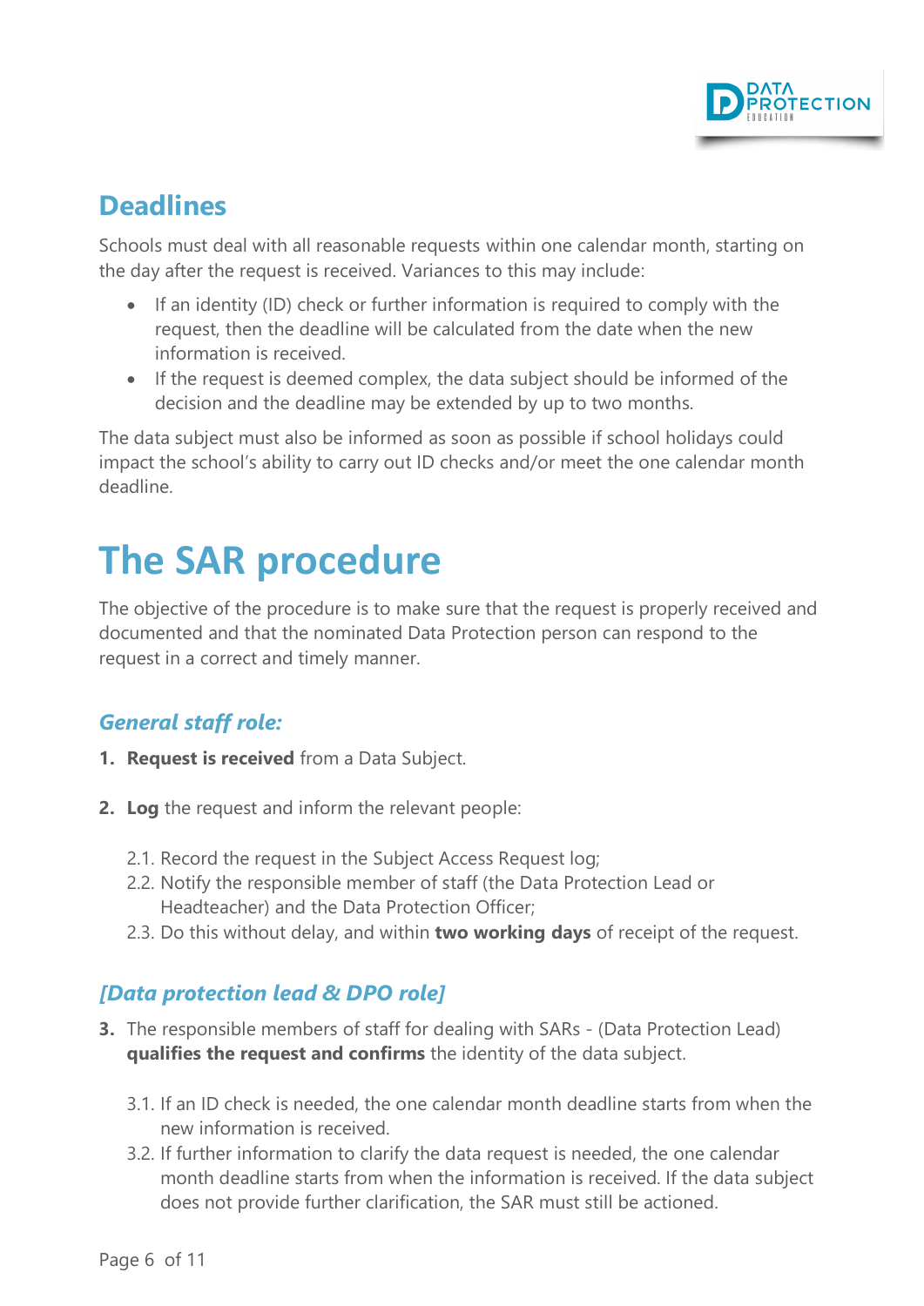## Deadlines

Schools must deal with all reasonable requests within one calendar month, starting on the day after the request is received. Variances to this may include:

- If an identity (ID) check or further information is required to comply with the request, then the deadline will be calculated from the date when the new information is received.
- If the request is deemed complex, the data subject should be informed of the decision and the deadline may be extended by up to two months.

The data subject must also be informed as soon as possible if school holidays could impact the school's ability to carry out ID checks and/or meet the one calendar month deadline.

# The SAR procedure

The objective of the procedure is to make sure that the request is properly received and documented and that the nominated Data Protection person can respond to the request in a correct and timely manner.

### *General staff role:*

1. **Request is received** from a Data Subject.

2. **Log** the request and inform the relevant people:

   2.1. Record the request in the Subject Access Request log;
   
   2.2. Notify the responsible member of staff (the Data Protection Lead or Headteacher) and the Data Protection Officer;
   
   2.3. Do this without delay, and within **two working days** of receipt of the request.

### *[Data protection lead & DPO role]*

3. The responsible members of staff for dealing with SARs - (Data Protection Lead) **qualifies the request and confirms** the identity of the data subject.

   3.1. If an ID check is needed, the one calendar month deadline starts from when the new information is received.
   
   3.2. If further information to clarify the data request is needed, the one calendar month deadline starts from when the information is received. If the data subject does not provide further clarification, the SAR must still be actioned.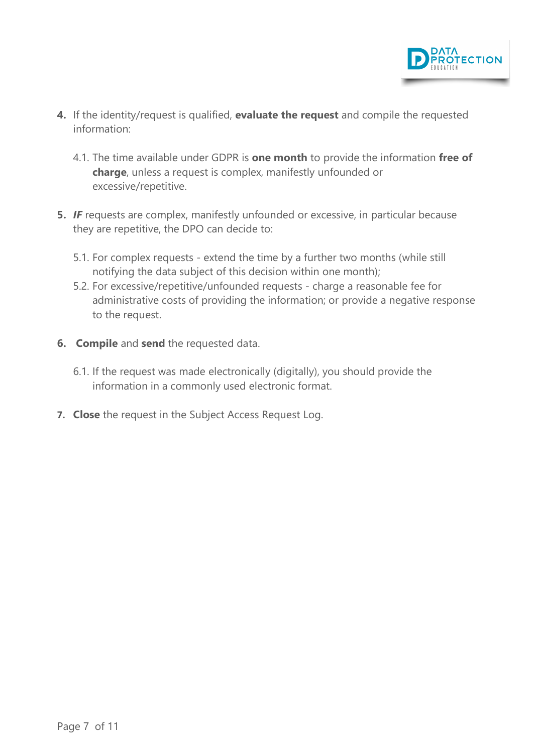4. If the identity/request is qualified, **evaluate the request** and compile the requested information:

   4.1. The time available under GDPR is **one month** to provide the information **free of charge**, unless a request is complex, manifestly unfounded or excessive/repetitive.

5. ***IF*** requests are complex, manifestly unfounded or excessive, in particular because they are repetitive, the DPO can decide to:

   5.1. For complex requests - extend the time by a further two months (while still notifying the data subject of this decision within one month);

   5.2. For excessive/repetitive/unfounded requests - charge a reasonable fee for administrative costs of providing the information; or provide a negative response to the request.

6. **Compile** and **send** the requested data.

   6.1. If the request was made electronically (digitally), you should provide the information in a commonly used electronic format.

7. **Close** the request in the Subject Access Request Log.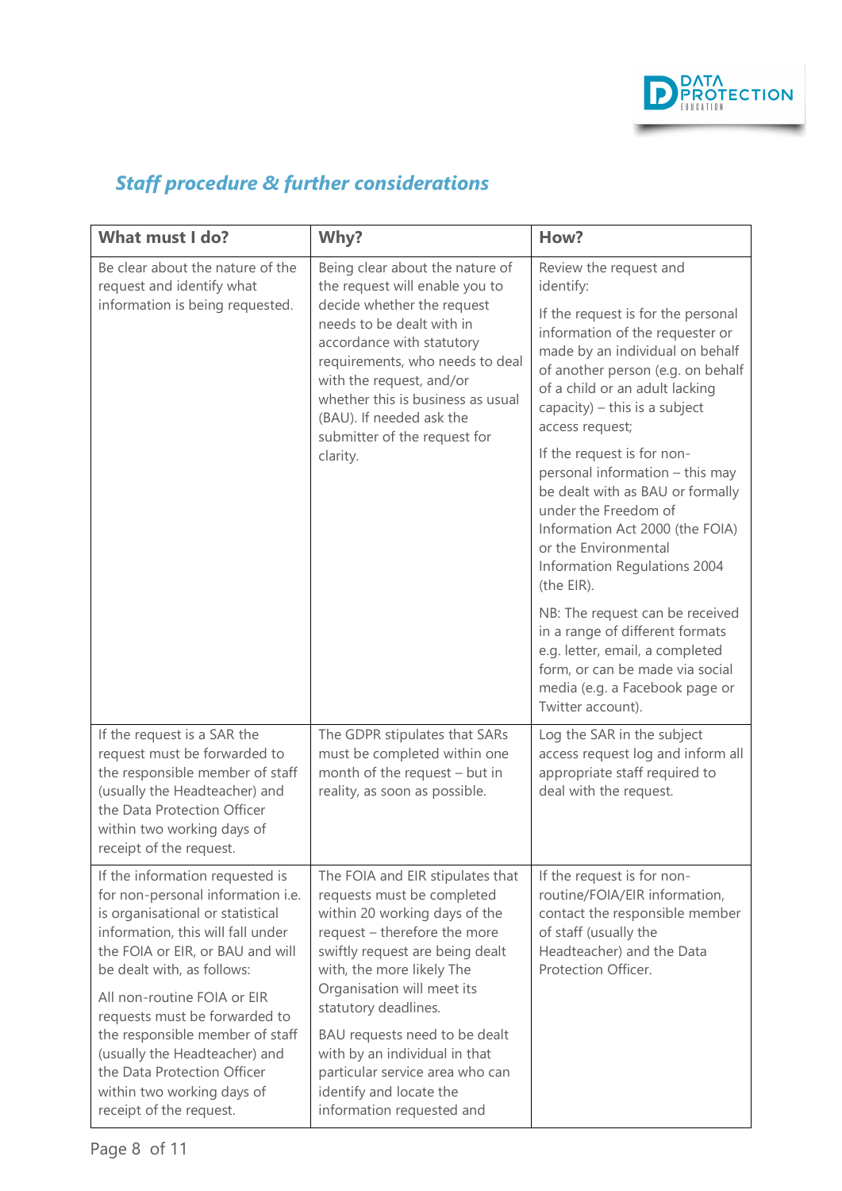## *Staff procedure & further considerations*

| What must I do? | Why? | How? |
|---|---|---|
| Be clear about the nature of the request and identify what information is being requested. | Being clear about the nature of the request will enable you to decide whether the request needs to be dealt with in accordance with statutory requirements, who needs to deal with the request, and/or whether this is business as usual (BAU). If needed ask the submitter of the request for clarity. | Review the request and identify:<br><br>If the request is for the personal information of the requester or made by an individual on behalf of another person (e.g. on behalf of a child or an adult lacking capacity) – this is a subject access request;<br><br>If the request is for non-personal information – this may be dealt with as BAU or formally under the Freedom of Information Act 2000 (the FOIA) or the Environmental Information Regulations 2004 (the EIR).<br><br>NB: The request can be received in a range of different formats e.g. letter, email, a completed form, or can be made via social media (e.g. a Facebook page or Twitter account). |
| If the request is a SAR the request must be forwarded to the responsible member of staff (usually the Headteacher) and the Data Protection Officer within two working days of receipt of the request. | The GDPR stipulates that SARs must be completed within one month of the request – but in reality, as soon as possible. | Log the SAR in the subject access request log and inform all appropriate staff required to deal with the request. |
| If the information requested is for non-personal information i.e. is organisational or statistical information, this will fall under the FOIA or EIR, or BAU and will be dealt with, as follows:<br><br>All non-routine FOIA or EIR requests must be forwarded to the responsible member of staff (usually the Headteacher) and the Data Protection Officer within two working days of receipt of the request. | The FOIA and EIR stipulates that requests must be completed within 20 working days of the request – therefore the more swiftly request are being dealt with, the more likely The Organisation will meet its statutory deadlines.<br><br>BAU requests need to be dealt with by an individual in that particular service area who can identify and locate the information requested and | If the request is for non-routine/FOIA/EIR information, contact the responsible member of staff (usually the Headteacher) and the Data Protection Officer. |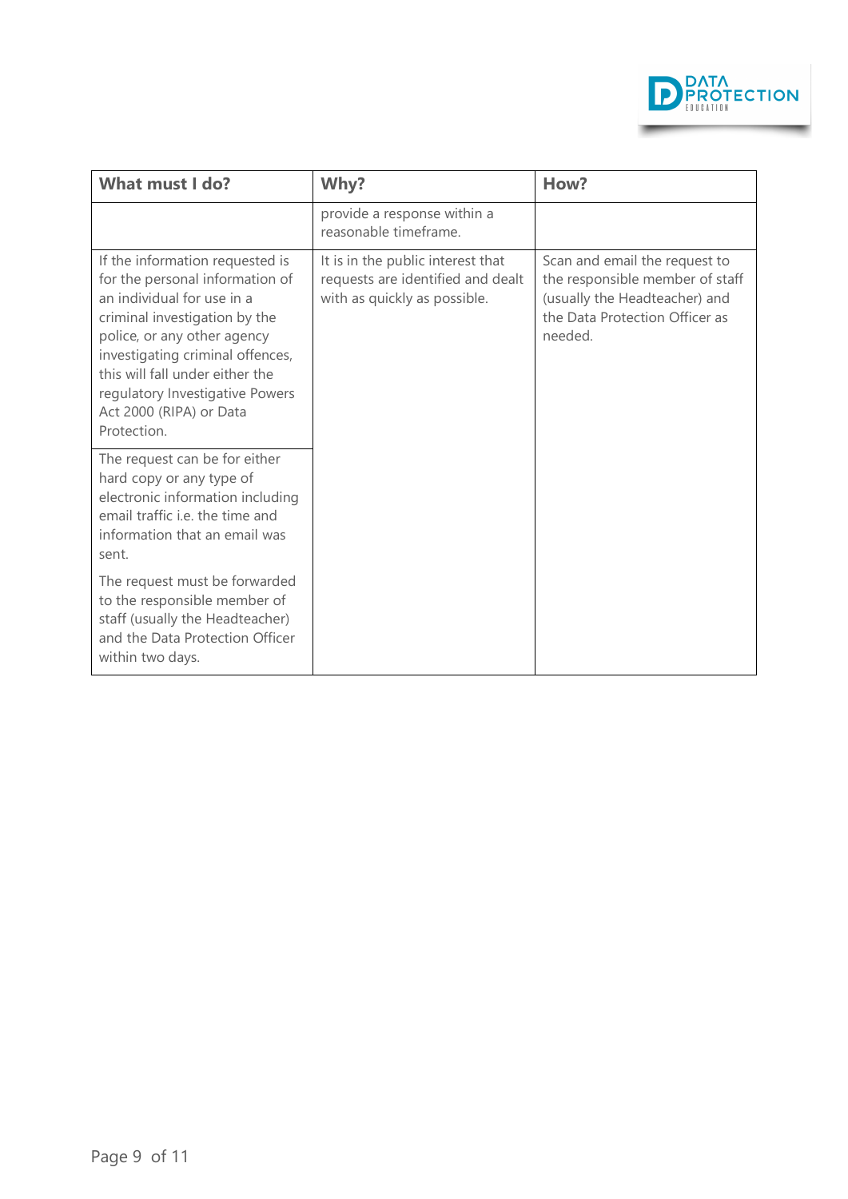| What must I do? | Why? | How? |
|---|---|---|
| | provide a response within a reasonable timeframe. | |
| If the information requested is for the personal information of an individual for use in a criminal investigation by the police, or any other agency investigating criminal offences, this will fall under either the regulatory Investigative Powers Act 2000 (RIPA) or Data Protection. | It is in the public interest that requests are identified and dealt with as quickly as possible. | Scan and email the request to the responsible member of staff (usually the Headteacher) and the Data Protection Officer as needed. |
| The request can be for either hard copy or any type of electronic information including email traffic i.e. the time and information that an email was sent.<br><br>The request must be forwarded to the responsible member of staff (usually the Headteacher) and the Data Protection Officer within two days. | | |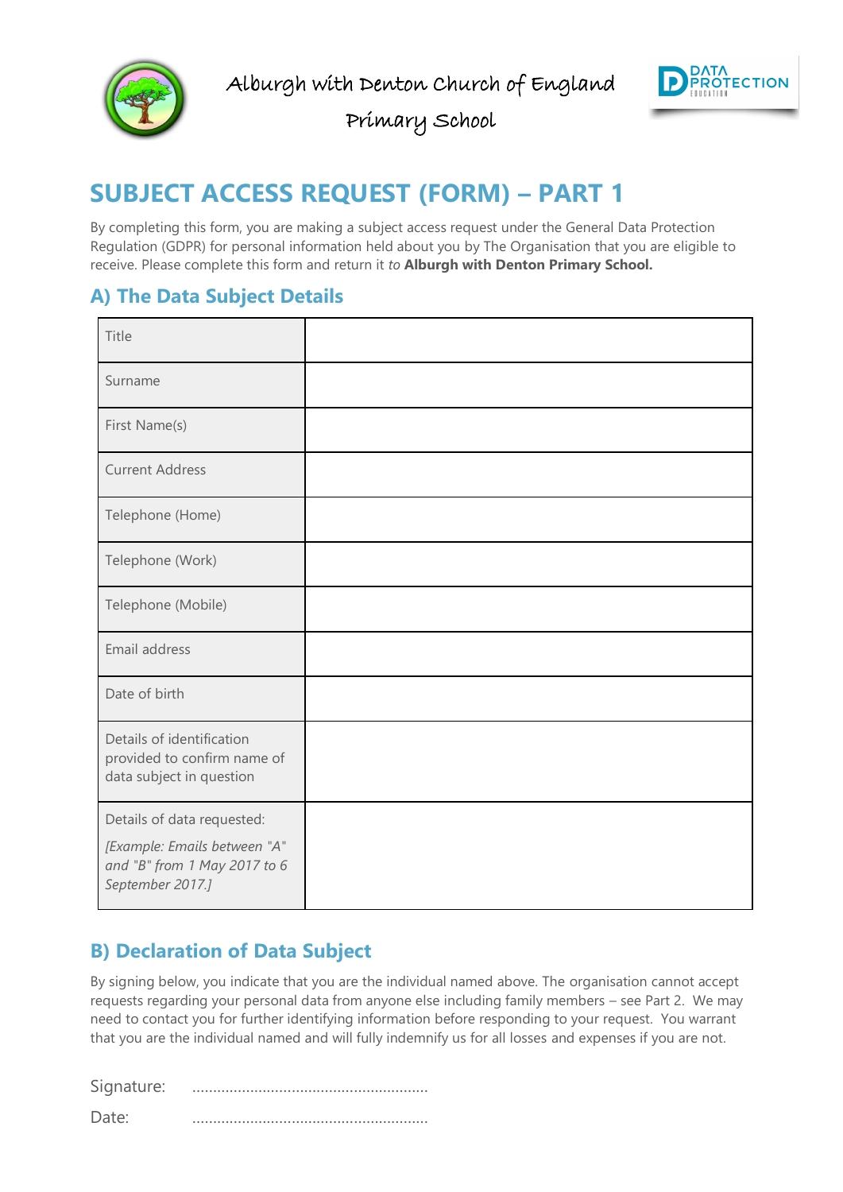Alburgh with Denton Church of England Primary School

# SUBJECT ACCESS REQUEST (FORM) – PART 1

By completing this form, you are making a subject access request under the General Data Protection Regulation (GDPR) for personal information held about you by The Organisation that you are eligible to receive. Please complete this form and return it *to* **Alburgh with Denton Primary School.**

## A) The Data Subject Details

| | |
|---|---|
| Title | |
| Surname | |
| First Name(s) | |
| Current Address | |
| Telephone (Home) | |
| Telephone (Work) | |
| Telephone (Mobile) | |
| Email address | |
| Date of birth | |
| Details of identification provided to confirm name of data subject in question | |
| Details of data requested: *[Example: Emails between "A" and "B" from 1 May 2017 to 6 September 2017.]* | |

## B) Declaration of Data Subject

By signing below, you indicate that you are the individual named above. The organisation cannot accept requests regarding your personal data from anyone else including family members – see Part 2. We may need to contact you for further identifying information before responding to your request. You warrant that you are the individual named and will fully indemnify us for all losses and expenses if you are not.

Signature: ……………………………………………………

Date: ……………………………………………………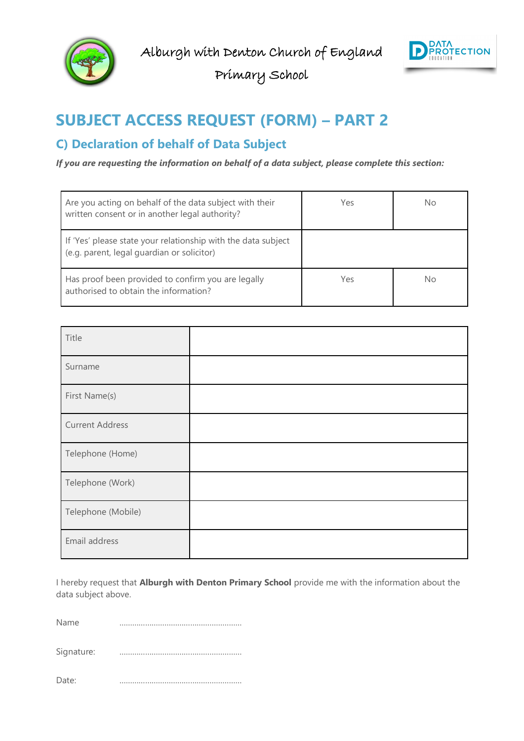Alburgh with Denton Church of England Primary School

# SUBJECT ACCESS REQUEST (FORM) – PART 2

## C) Declaration of behalf of Data Subject

***If you are requesting the information on behalf of a data subject, please complete this section:***

| | | |
|---|---|---|
| Are you acting on behalf of the data subject with their written consent or in another legal authority? | Yes | No |
| If 'Yes' please state your relationship with the data subject (e.g. parent, legal guardian or solicitor) | | |
| Has proof been provided to confirm you are legally authorised to obtain the information? | Yes | No |

| | |
|---|---|
| Title | |
| Surname | |
| First Name(s) | |
| Current Address | |
| Telephone (Home) | |
| Telephone (Work) | |
| Telephone (Mobile) | |
| Email address | |

I hereby request that **Alburgh with Denton Primary School** provide me with the information about the data subject above.

Name ……………………………………………………

Signature: ……………………………………………………

Date: ……………………………………………………